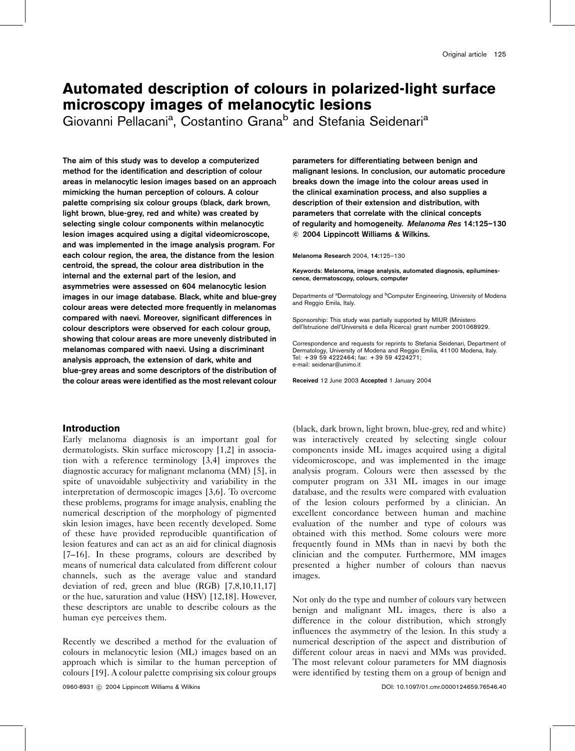# Automated description of colours in polarized-light surface microscopy images of melanocytic lesions

Giovanni Pellacani[a], Costantino Grana[b] and Stefania Seidenari[a]

**The aim of this study was to develop a computerized method for the identification and description of colour areas in melanocytic lesion images based on an approach mimicking the human perception of colours. A colour palette comprising six colour groups (black, dark brown, light brown, blue-grey, red and white) was created by selecting single colour components within melanocytic lesion images acquired using a digital videomicroscope, and was implemented in the image analysis program. For each colour region, the area, the distance from the lesion centroid, the spread, the colour area distribution in the internal and the external part of the lesion, and asymmetries were assessed on 604 melanocytic lesion images in our image database. Black, white and blue-grey colour areas were detected more frequently in melanomas compared with naevi. Moreover, significant differences in colour descriptors were observed for each colour group, showing that colour areas are more unevenly distributed in melanomas compared with naevi. Using a discriminant analysis approach, the extension of dark, white and blue-grey areas and some descriptors of the distribution of the colour areas were identified as the most relevant colour parameters for differentiating between benign and malignant lesions. In conclusion, our automatic procedure breaks down the image into the colour areas used in the clinical examination process, and also supplies a description of their extension and distribution, with parameters that correlate with the clinical concepts of regularity and homogeneity.** ***Melanoma Res*** **14:125–130 © 2004 Lippincott Williams & Wilkins.**

Melanoma Research 2004, 14:125–130

Keywords: Melanoma, image analysis, automated diagnosis, epiluminescence, dermatoscopy, colours, computer

Departments of [a]Dermatology and [b]Computer Engineering, University of Modena and Reggio Emila, Italy.

Sponsorship: This study was partially supported by MIUR (Ministero dell'Istruzione dell'Università e della Ricerca) grant number 2001068929.

Correspondence and requests for reprints to Stefania Seidenari, Department of Dermatology, University of Modena and Reggio Emilia, 41100 Modena, Italy.
Tel: +39 59 4222464; fax: +39 59 4224271;
e-mail: seidenar@unimo.it

Received 12 June 2003 Accepted 1 January 2004

## Introduction

Early melanoma diagnosis is an important goal for dermatologists. Skin surface microscopy [1,2] in association with a reference terminology [3,4] improves the diagnostic accuracy for malignant melanoma (MM) [5], in spite of unavoidable subjectivity and variability in the interpretation of dermoscopic images [3,6]. To overcome these problems, programs for image analysis, enabling the numerical description of the morphology of pigmented skin lesion images, have been recently developed. Some of these have provided reproducible quantification of lesion features and can act as an aid for clinical diagnosis [7–16]. In these programs, colours are described by means of numerical data calculated from different colour channels, such as the average value and standard deviation of red, green and blue (RGB) [7,8,10,11,17] or the hue, saturation and value (HSV) [12,18]. However, these descriptors are unable to describe colours as the human eye perceives them.

Recently we described a method for the evaluation of colours in melanocytic lesion (ML) images based on an approach which is similar to the human perception of colours [19]. A colour palette comprising six colour groups (black, dark brown, light brown, blue-grey, red and white) was interactively created by selecting single colour components inside ML images acquired using a digital videomicroscope, and was implemented in the image analysis program. Colours were then assessed by the computer program on 331 ML images in our image database, and the results were compared with evaluation of the lesion colours performed by a clinician. An excellent concordance between human and machine evaluation of the number and type of colours was obtained with this method. Some colours were more frequently found in MMs than in naevi by both the clinician and the computer. Furthermore, MM images presented a higher number of colours than naevus images.

Not only do the type and number of colours vary between benign and malignant ML images, there is also a difference in the colour distribution, which strongly influences the asymmetry of the lesion. In this study a numerical description of the aspect and distribution of different colour areas in naevi and MMs was provided. The most relevant colour parameters for MM diagnosis were identified by testing them on a group of benign and

0960-8931 © 2004 Lippincott Williams & Wilkins DOI: 10.1097/01.cmr.0000124659.76546.40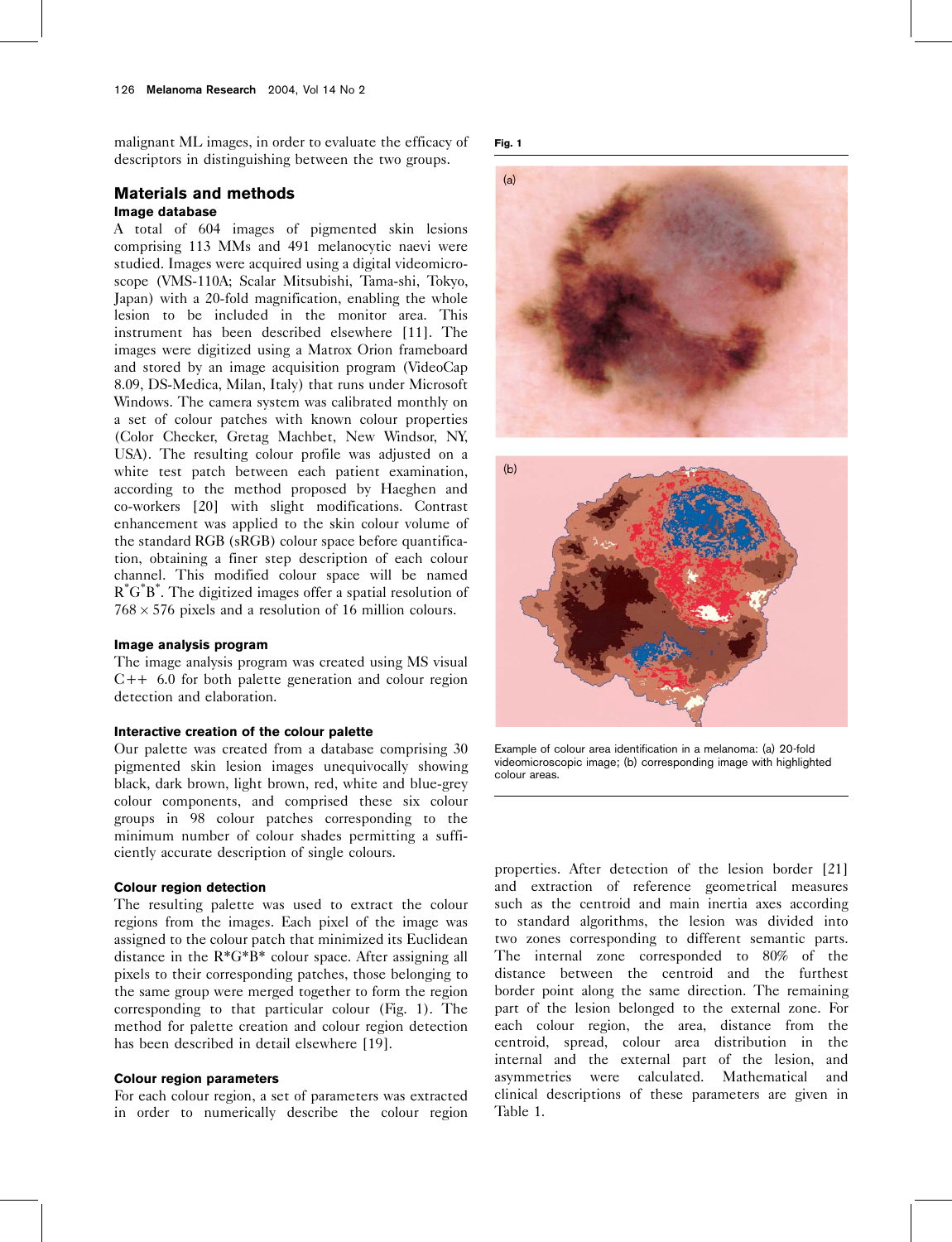malignant ML images, in order to evaluate the efficacy of descriptors in distinguishing between the two groups.

## Materials and methods

### Image database

A total of 604 images of pigmented skin lesions comprising 113 MMs and 491 melanocytic naevi were studied. Images were acquired using a digital videomicroscope (VMS-110A; Scalar Mitsubishi, Tama-shi, Tokyo, Japan) with a 20-fold magnification, enabling the whole lesion to be included in the monitor area. This instrument has been described elsewhere [11]. The images were digitized using a Matrox Orion frameboard and stored by an image acquisition program (VideoCap 8.09, DS-Medica, Milan, Italy) that runs under Microsoft Windows. The camera system was calibrated monthly on a set of colour patches with known colour properties (Color Checker, Gretag Machbet, New Windsor, NY, USA). The resulting colour profile was adjusted on a white test patch between each patient examination, according to the method proposed by Haeghen and co-workers [20] with slight modifications. Contrast enhancement was applied to the skin colour volume of the standard RGB (sRGB) colour space before quantification, obtaining a finer step description of each colour channel. This modified colour space will be named $R^*G^*B^*$. The digitized images offer a spatial resolution of $768 \times 576$ pixels and a resolution of 16 million colours.

### Image analysis program

The image analysis program was created using MS visual C++ 6.0 for both palette generation and colour region detection and elaboration.

### Interactive creation of the colour palette

Our palette was created from a database comprising 30 pigmented skin lesion images unequivocally showing black, dark brown, light brown, red, white and blue-grey colour components, and comprised these six colour groups in 98 colour patches corresponding to the minimum number of colour shades permitting a sufficiently accurate description of single colours.

### Colour region detection

The resulting palette was used to extract the colour regions from the images. Each pixel of the image was assigned to the colour patch that minimized its Euclidean distance in the $R^*G^*B^*$ colour space. After assigning all pixels to their corresponding patches, those belonging to the same group were merged together to form the region corresponding to that particular colour (Fig. 1). The method for palette creation and colour region detection has been described in detail elsewhere [19].

### Colour region parameters

For each colour region, a set of parameters was extracted in order to numerically describe the colour region properties. After detection of the lesion border [21] and extraction of reference geometrical measures such as the centroid and main inertia axes according to standard algorithms, the lesion was divided into two zones corresponding to different semantic parts. The internal zone corresponded to 80% of the distance between the centroid and the furthest border point along the same direction. The remaining part of the lesion belonged to the external zone. For each colour region, the area, distance from the centroid, spread, colour area distribution in the internal and the external part of the lesion, and asymmetries were calculated. Mathematical and clinical descriptions of these parameters are given in Table 1.

**Fig. 1**

(a)

(b)

Example of colour area identification in a melanoma: (a) 20-fold videomicroscopic image; (b) corresponding image with highlighted colour areas.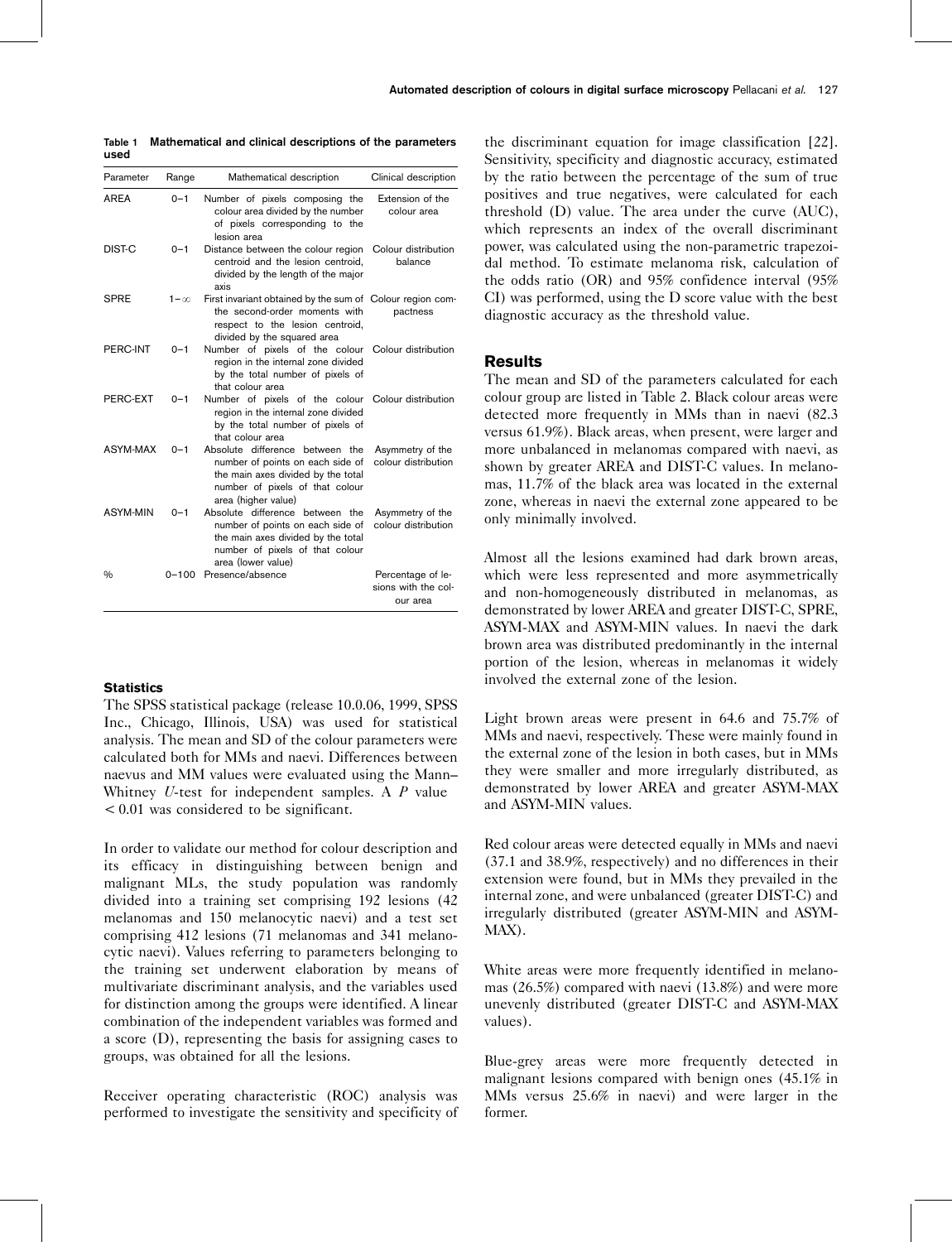**Table 1 Mathematical and clinical descriptions of the parameters used**

| Parameter | Range | Mathematical description | Clinical description |
|---|---|---|---|
| AREA | 0–1 | Number of pixels composing the colour area divided by the number of pixels corresponding to the lesion area | Extension of the colour area |
| DIST-C | 0–1 | Distance between the colour region centroid and the lesion centroid, divided by the length of the major axis | Colour distribution balance |
| SPRE | $1-\infty$ | First invariant obtained by the sum of the second-order moments with respect to the lesion centroid, divided by the squared area | Colour region compactness |
| PERC-INT | 0–1 | Number of pixels of the colour region in the internal zone divided by the total number of pixels of that colour area | Colour distribution |
| PERC-EXT | 0–1 | Number of pixels of the colour region in the internal zone divided by the total number of pixels of that colour area | Colour distribution |
| ASYM-MAX | 0–1 | Absolute difference between the number of points on each side of the main axes divided by the total number of pixels of that colour area (higher value) | Asymmetry of the colour distribution |
| ASYM-MIN | 0–1 | Absolute difference between the number of points on each side of the main axes divided by the total number of pixels of that colour area (lower value) | Asymmetry of the colour distribution |
| % | 0–100 | Presence/absence | Percentage of lesions with the colour area |

### Statistics

The SPSS statistical package (release 10.0.06, 1999, SPSS Inc., Chicago, Illinois, USA) was used for statistical analysis. The mean and SD of the colour parameters were calculated both for MMs and naevi. Differences between naevus and MM values were evaluated using the Mann–Whitney *U*-test for independent samples. A *P* value $< 0.01$ was considered to be significant.

In order to validate our method for colour description and its efficacy in distinguishing between benign and malignant MLs, the study population was randomly divided into a training set comprising 192 lesions (42 melanomas and 150 melanocytic naevi) and a test set comprising 412 lesions (71 melanomas and 341 melanocytic naevi). Values referring to parameters belonging to the training set underwent elaboration by means of multivariate discriminant analysis, and the variables used for distinction among the groups were identified. A linear combination of the independent variables was formed and a score (D), representing the basis for assigning cases to groups, was obtained for all the lesions.

Receiver operating characteristic (ROC) analysis was performed to investigate the sensitivity and specificity of the discriminant equation for image classification [22]. Sensitivity, specificity and diagnostic accuracy, estimated by the ratio between the percentage of the sum of true positives and true negatives, were calculated for each threshold (D) value. The area under the curve (AUC), which represents an index of the overall discriminant power, was calculated using the non-parametric trapezoidal method. To estimate melanoma risk, calculation of the odds ratio (OR) and 95% confidence interval (95% CI) was performed, using the D score value with the best diagnostic accuracy as the threshold value.

## Results

The mean and SD of the parameters calculated for each colour group are listed in Table 2. Black colour areas were detected more frequently in MMs than in naevi (82.3 versus 61.9%). Black areas, when present, were larger and more unbalanced in melanomas compared with naevi, as shown by greater AREA and DIST-C values. In melanomas, 11.7% of the black area was located in the external zone, whereas in naevi the external zone appeared to be only minimally involved.

Almost all the lesions examined had dark brown areas, which were less represented and more asymmetrically and non-homogeneously distributed in melanomas, as demonstrated by lower AREA and greater DIST-C, SPRE, ASYM-MAX and ASYM-MIN values. In naevi the dark brown area was distributed predominantly in the internal portion of the lesion, whereas in melanomas it widely involved the external zone of the lesion.

Light brown areas were present in 64.6 and 75.7% of MMs and naevi, respectively. These were mainly found in the external zone of the lesion in both cases, but in MMs they were smaller and more irregularly distributed, as demonstrated by lower AREA and greater ASYM-MAX and ASYM-MIN values.

Red colour areas were detected equally in MMs and naevi (37.1 and 38.9%, respectively) and no differences in their extension were found, but in MMs they prevailed in the internal zone, and were unbalanced (greater DIST-C) and irregularly distributed (greater ASYM-MIN and ASYM-MAX).

White areas were more frequently identified in melanomas (26.5%) compared with naevi (13.8%) and were more unevenly distributed (greater DIST-C and ASYM-MAX values).

Blue-grey areas were more frequently detected in malignant lesions compared with benign ones (45.1% in MMs versus 25.6% in naevi) and were larger in the former.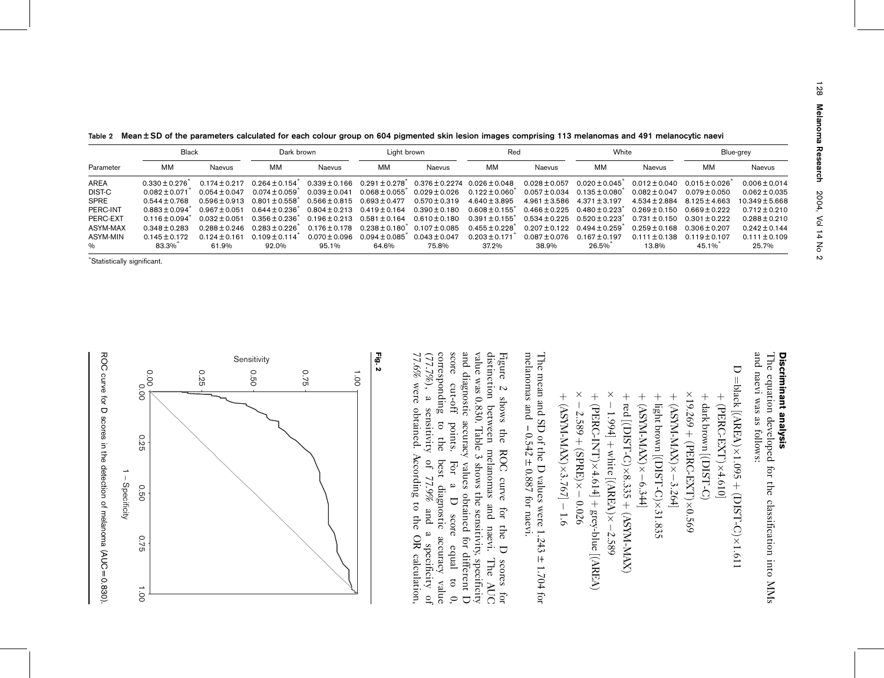Table 2 Mean ± SD of the parameters calculated for each colour group on 604 pigmented skin lesion images comprising 113 melanomas and 491 melanocytic naevi

| | Black | | Dark brown | | Light brown | | Red | | White | | Blue-grey | |
|---|---|---|---|---|---|---|---|---|---|---|---|---|
| Parameter | MM | Naevus | MM | Naevus | MM | Naevus | MM | Naevus | MM | Naevus | MM | Naevus |
| AREA | 0.330 ± 0.276* | 0.174 ± 0.217 | 0.264 ± 0.154* | 0.339 ± 0.166 | 0.291 ± 0.278* | 0.376 ± 0.2274 | 0.026 ± 0.048 | 0.028 ± 0.057 | 0.020 ± 0.045* | 0.012 ± 0.040 | 0.015 ± 0.026* | 0.006 ± 0.014 |
| DIST-C | 0.082 ± 0.071* | 0.054 ± 0.047 | 0.074 ± 0.059* | 0.039 ± 0.041 | 0.068 ± 0.055* | 0.029 ± 0.026 | 0.122 ± 0.060* | 0.057 ± 0.034 | 0.135 ± 0.080* | 0.082 ± 0.047 | 0.079 ± 0.050 | 0.062 ± 0.035 |
| SPRE | 0.544 ± 0.768 | 0.596 ± 0.913 | 0.801 ± 0.558* | 0.566 ± 0.815 | 0.693 ± 0.477 | 0.570 ± 0.319 | 4.640 ± 3.895 | 4.961 ± 3.586 | 4.371 ± 3.197 | 4.534 ± 2.884 | 8.125 ± 4.663 | 10.349 ± 5.668 |
| PERC-INT | 0.883 ± 0.094* | 0.967 ± 0.051 | 0.644 ± 0.236* | 0.804 ± 0.213 | 0.419 ± 0.164 | 0.390 ± 0.180 | 0.608 ± 0.155* | 0.466 ± 0.225 | 0.480 ± 0.223* | 0.269 ± 0.150 | 0.669 ± 0.222 | 0.712 ± 0.210 |
| PERC-EXT | 0.116 ± 0.094* | 0.032 ± 0.051 | 0.356 ± 0.236* | 0.196 ± 0.213 | 0.581 ± 0.164 | 0.610 ± 0.180 | 0.391 ± 0.155* | 0.534 ± 0.225 | 0.520 ± 0.223* | 0.731 ± 0.150 | 0.301 ± 0.222 | 0.288 ± 0.210 |
| ASYM-MAX | 0.348 ± 0.283 | 0.288 ± 0.246 | 0.283 ± 0.226* | 0.176 ± 0.178 | 0.238 ± 0.180* | 0.107 ± 0.085 | 0.455 ± 0.228* | 0.207 ± 0.122 | 0.494 ± 0.259* | 0.259 ± 0.168 | 0.306 ± 0.207 | 0.242 ± 0.144 |
| ASYM-MIN | 0.145 ± 0.172 | 0.124 ± 0.161 | 0.109 ± 0.114* | 0.070 ± 0.096 | 0.094 ± 0.085* | 0.043 ± 0.047 | 0.203 ± 0.171* | 0.087 ± 0.076 | 0.167 ± 0.197 | 0.111 ± 0.138 | 0.119 ± 0.107 | 0.111 ± 0.109 |
| % | 83.3%* | 61.9% | 92.0% | 95.1% | 64.6% | 75.8% | 37.2% | 38.9% | 26.5%* | 13.8% | 45.1%* | 25.7% |

*Statistically significant.

## Discriminant analysis

The equation developed for the classification into MMs and naevi was as follows:

$$
\begin{aligned}
D = {} & \text{black}\,[(\text{AREA})\times 1.095 + (\text{DIST-C})\times 1.611 \\
& + (\text{PERC-EXT})\times 4.610] \\
& + \text{dark brown}\,[(\text{DIST-C}) \\
& \times 19.269 + (\text{PERC-EXT})\times 0.569 \\
& + (\text{ASYM-MAX})\times -3.264] \\
& + \text{light brown}\,[(\text{DIST-C})\times 31.835 \\
& + (\text{ASYM-MAX})\times -6.344] \\
& + \text{red}\,[(\text{DIST-C})\times 8.335 + (\text{ASYM-MAX}) \\
& \times -1.994] + \text{white}\,[(\text{AREA})\times -2.589 \\
& + (\text{PERC-INT})\times 4.614] + \text{grey-blue}\,[(\text{AREA}) \\
& \times -2.589 + (\text{SPRE})\times -0.026 \\
& + (\text{ASYM-MAX})\times 3.767] - 1.6
\end{aligned}
$$

The mean and SD of the D values were $1.243 \pm 1.704$ for melanomas and $-0.542 \pm 0.887$ for naevi.

Figure 2 shows the ROC curve for the D scores for distinction between melanomas and naevi. The AUC value was 0.830. Table 3 shows the sensitivity, specificity and diagnostic accuracy values obtained for different D score cut-off points. For a D score equal to 0, corresponding to the best diagnostic accuracy value (77.7%), a sensitivity of 77.9% and a specificity of 77.6% were obtained. According to the OR calculation,

**Fig. 2**

ROC curve for D scores in the detection of melanoma (AUC=0.830).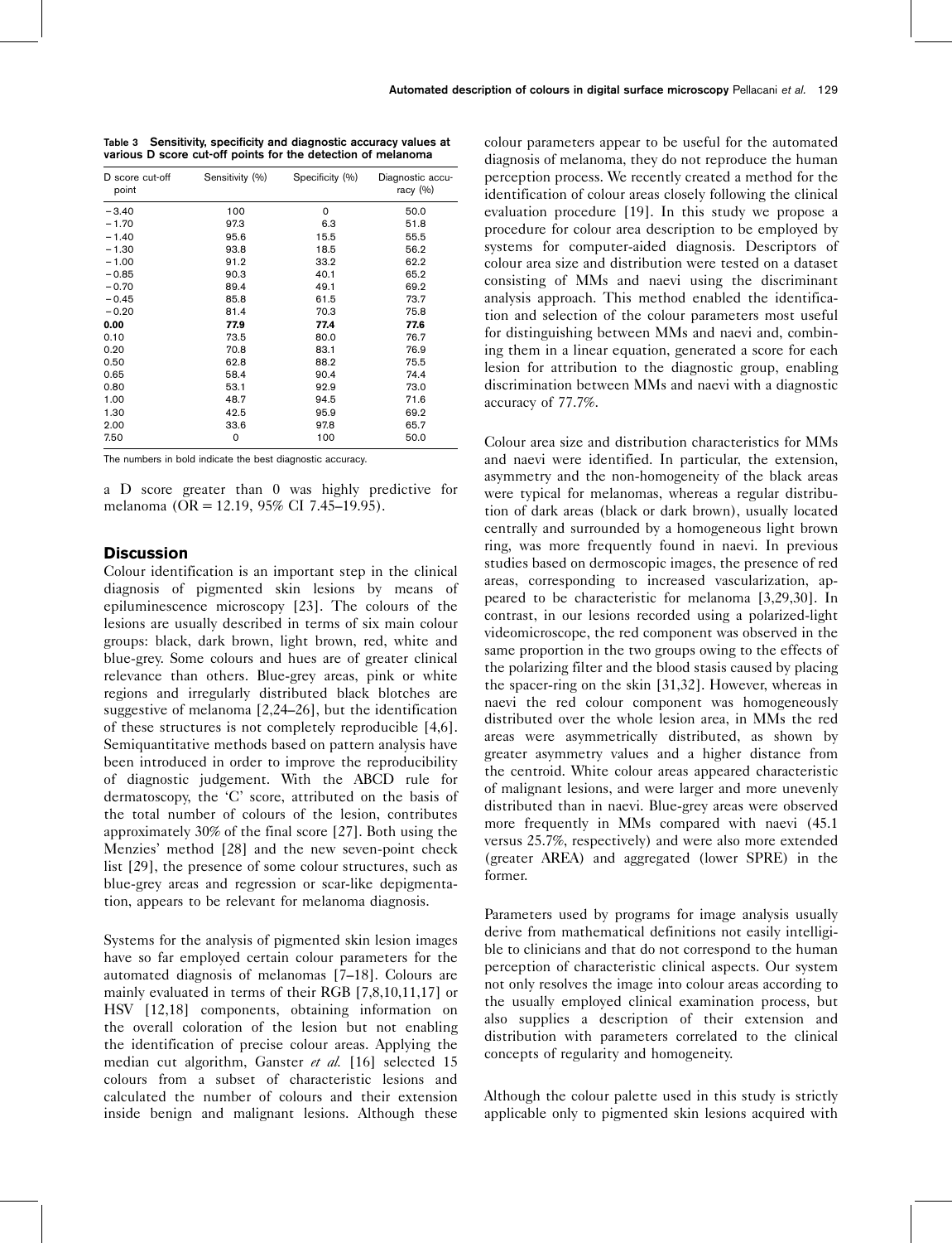**Table 3 Sensitivity, specificity and diagnostic accuracy values at various D score cut-off points for the detection of melanoma**

| D score cut-off point | Sensitivity (%) | Specificity (%) | Diagnostic accuracy (%) |
|---|---|---|---|
| −3.40 | 100 | 0 | 50.0 |
| −1.70 | 97.3 | 6.3 | 51.8 |
| −1.40 | 95.6 | 15.5 | 55.5 |
| −1.30 | 93.8 | 18.5 | 56.2 |
| −1.00 | 91.2 | 33.2 | 62.2 |
| −0.85 | 90.3 | 40.1 | 65.2 |
| −0.70 | 89.4 | 49.1 | 69.2 |
| −0.45 | 85.8 | 61.5 | 73.7 |
| −0.20 | 81.4 | 70.3 | 75.8 |
| **0.00** | **77.9** | **77.4** | **77.6** |
| 0.10 | 73.5 | 80.0 | 76.7 |
| 0.20 | 70.8 | 83.1 | 76.9 |
| 0.50 | 62.8 | 88.2 | 75.5 |
| 0.65 | 58.4 | 90.4 | 74.4 |
| 0.80 | 53.1 | 92.9 | 73.0 |
| 1.00 | 48.7 | 94.5 | 71.6 |
| 1.30 | 42.5 | 95.9 | 69.2 |
| 2.00 | 33.6 | 97.8 | 65.7 |
| 7.50 | 0 | 100 | 50.0 |

The numbers in bold indicate the best diagnostic accuracy.

a D score greater than 0 was highly predictive for melanoma (OR = 12.19, 95% CI 7.45–19.95).

## Discussion

Colour identification is an important step in the clinical diagnosis of pigmented skin lesions by means of epiluminescence microscopy [23]. The colours of the lesions are usually described in terms of six main colour groups: black, dark brown, light brown, red, white and blue-grey. Some colours and hues are of greater clinical relevance than others. Blue-grey areas, pink or white regions and irregularly distributed black blotches are suggestive of melanoma [2,24–26], but the identification of these structures is not completely reproducible [4,6]. Semiquantitative methods based on pattern analysis have been introduced in order to improve the reproducibility of diagnostic judgement. With the ABCD rule for dermatoscopy, the 'C' score, attributed on the basis of the total number of colours of the lesion, contributes approximately 30% of the final score [27]. Both using the Menzies' method [28] and the new seven-point check list [29], the presence of some colour structures, such as blue-grey areas and regression or scar-like depigmentation, appears to be relevant for melanoma diagnosis.

Systems for the analysis of pigmented skin lesion images have so far employed certain colour parameters for the automated diagnosis of melanomas [7–18]. Colours are mainly evaluated in terms of their RGB [7,8,10,11,17] or HSV [12,18] components, obtaining information on the overall coloration of the lesion but not enabling the identification of precise colour areas. Applying the median cut algorithm, Ganster *et al.* [16] selected 15 colours from a subset of characteristic lesions and calculated the number of colours and their extension inside benign and malignant lesions. Although these colour parameters appear to be useful for the automated diagnosis of melanoma, they do not reproduce the human perception process. We recently created a method for the identification of colour areas closely following the clinical evaluation procedure [19]. In this study we propose a procedure for colour area description to be employed by systems for computer-aided diagnosis. Descriptors of colour area size and distribution were tested on a dataset consisting of MMs and naevi using the discriminant analysis approach. This method enabled the identification and selection of the colour parameters most useful for distinguishing between MMs and naevi and, combining them in a linear equation, generated a score for each lesion for attribution to the diagnostic group, enabling discrimination between MMs and naevi with a diagnostic accuracy of 77.7%.

Colour area size and distribution characteristics for MMs and naevi were identified. In particular, the extension, asymmetry and the non-homogeneity of the black areas were typical for melanomas, whereas a regular distribution of dark areas (black or dark brown), usually located centrally and surrounded by a homogeneous light brown ring, was more frequently found in naevi. In previous studies based on dermoscopic images, the presence of red areas, corresponding to increased vascularization, appeared to be characteristic for melanoma [3,29,30]. In contrast, in our lesions recorded using a polarized-light videomicroscope, the red component was observed in the same proportion in the two groups owing to the effects of the polarizing filter and the blood stasis caused by placing the spacer-ring on the skin [31,32]. However, whereas in naevi the red colour component was homogeneously distributed over the whole lesion area, in MMs the red areas were asymmetrically distributed, as shown by greater asymmetry values and a higher distance from the centroid. White colour areas appeared characteristic of malignant lesions, and were larger and more unevenly distributed than in naevi. Blue-grey areas were observed more frequently in MMs compared with naevi (45.1 versus 25.7%, respectively) and were also more extended (greater AREA) and aggregated (lower SPRE) in the former.

Parameters used by programs for image analysis usually derive from mathematical definitions not easily intelligible to clinicians and that do not correspond to the human perception of characteristic clinical aspects. Our system not only resolves the image into colour areas according to the usually employed clinical examination process, but also supplies a description of their extension and distribution with parameters correlated to the clinical concepts of regularity and homogeneity.

Although the colour palette used in this study is strictly applicable only to pigmented skin lesions acquired with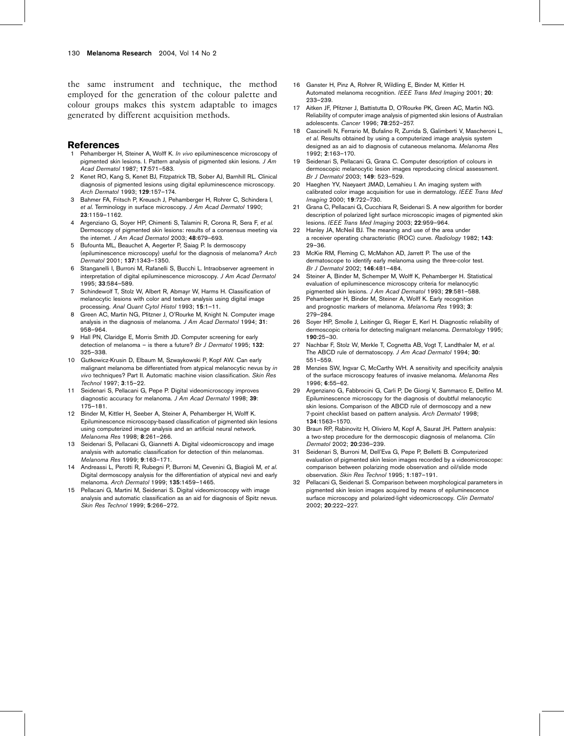the same instrument and technique, the method employed for the generation of the colour palette and colour groups makes this system adaptable to images generated by different acquisition methods.

## References

1. Pehamberger H, Steiner A, Wolff K. *In vivo* epiluminescence microscopy of pigmented skin lesions. I. Pattern analysis of pigmented skin lesions. *J Am Acad Dermatol* 1987; **17**:571–583.
2. Kenet RO, Kang S, Kenet BJ, Fitzpatrick TB, Sober AJ, Barnhill RL. Clinical diagnosis of pigmented lesions using digital epiluminescence microscopy. *Arch Dermatol* 1993; **129**:157–174.
3. Bahmer FA, Fritsch P, Kreusch J, Pehamberger H, Rohrer C, Schindera I, *et al.* Terminology in surface microscopy. *J Am Acad Dermatol* 1990; **23**:1159–1162.
4. Argenziano G, Soyer HP, Chimenti S, Talamini R, Corona R, Sera F, *et al.* Dermoscopy of pigmented skin lesions: results of a consensus meeting via the internet. *J Am Acad Dermatol* 2003; **48**:679–693.
5. Bufounta ML, Beauchet A, Aegerter P, Saiag P. Is dermoscopy (epiluminescence microscopy) useful for the diagnosis of melanoma? *Arch Dermatol* 2001; **137**:1343–1350.
6. Stanganelli I, Burroni M, Rafanelli S, Bucchi L. Intraobserver agreement in interpretation of digital epiluminescence microscopy. *J Am Acad Dermatol* 1995; **33**:584–589.
7. Schindewolf T, Stolz W, Albert R, Abmayr W, Harms H. Classification of melanocytic lesions with color and texture analysis using digital image processing. *Anal Quant Cytol Histol* 1993; **15**:1–11.
8. Green AC, Martin NG, Pfitzner J, O'Rourke M, Knight N. Computer image analysis in the diagnosis of melanoma. *J Am Acad Dermatol* 1994; **31**: 958–964.
9. Hall PN, Claridge E, Morris Smith JD. Computer screening for early detection of melanoma – is there a future? *Br J Dermatol* 1995; **132**: 325–338.
10. Gutkowicz-Krusin D, Elbaum M, Szwaykowski P, Kopf AW. Can early malignant melanoma be differentiated from atypical melanocytic nevus by *in vivo* techniques? Part II. Automatic machine vision classification. *Skin Res Technol* 1997; **3**:15–22.
11. Seidenari S, Pellacani G, Pepe P. Digital videomicroscopy improves diagnostic accuracy for melanoma. *J Am Acad Dermatol* 1998; **39**: 175–181.
12. Binder M, Kittler H, Seeber A, Steiner A, Pehamberger H, Wolff K. Epiluminescence microscopy-based classification of pigmented skin lesions using computerized image analysis and an artificial neural network. *Melanoma Res* 1998; **8**:261–266.
13. Seidenari S, Pellacani G, Giannetti A. Digital videomicroscopy and image analysis with automatic classification for detection of thin melanomas. *Melanoma Res* 1999; **9**:163–171.
14. Andreassi L, Perotti R, Rubegni P, Burroni M, Cevenini G, Biagioli M, *et al.* Digital dermoscopy analysis for the differentiation of atypical nevi and early melanoma. *Arch Dermatol* 1999; **135**:1459–1465.
15. Pellacani G, Martini M, Seidenari S. Digital videomicroscopy with image analysis and automatic classification as an aid for diagnosis of Spitz nevus. *Skin Res Technol* 1999; **5**:266–272.
16. Ganster H, Pinz A, Rohrer R, Wildling E, Binder M, Kittler H. Automated melanoma recognition. *IEEE Trans Med Imaging* 2001; **20**: 233–239.
17. Aitken JF, Pfitzner J, Battistutta D, O'Rourke PK, Green AC, Martin NG. Reliability of computer image analysis of pigmented skin lesions of Australian adolescents. *Cancer* 1996; **78**:252–257.
18. Cascinelli N, Ferrario M, Bufalino R, Zurrida S, Galimberti V, Mascheroni L, *et al.* Results obtained by using a computerized image analysis system designed as an aid to diagnosis of cutaneous melanoma. *Melanoma Res* 1992; **2**:163–170.
19. Seidenari S, Pellacani G, Grana C. Computer description of colours in dermoscopic melanocytic lesion images reproducing clinical assessment. *Br J Dermatol* 2003; **149**: 523–529.
20. Haeghen YV, Naeyaert JMAD, Lemahieu I. An imaging system with calibrated color image acquisition for use in dermatology. *IEEE Trans Med Imaging* 2000; **19**:722–730.
21. Grana C, Pellacani G, Cucchiara R, Seidenari S. A new algorithm for border description of polarized light surface microscopic images of pigmented skin lesions. *IEEE Trans Med Imaging* 2003; **22**:959–964.
22. Hanley JA, McNeil BJ. The meaning and use of the area under a receiver operating characteristic (ROC) curve. *Radiology* 1982; **143**: 29–36.
23. McKie RM, Fleming C, McMahon AD, Jarrett P. The use of the dermatoscope to identify early melanoma using the three-color test. *Br J Dermatol* 2002; **146**:481–484.
24. Steiner A, Binder M, Schemper M, Wolff K, Pehamberger H. Statistical evaluation of epiluminescence microscopy criteria for melanocytic pigmented skin lesions. *J Am Acad Dermatol* 1993; **29**:581–588.
25. Pehamberger H, Binder M, Steiner A, Wolff K. Early recognition and prognostic markers of melanoma. *Melanoma Res* 1993; **3**: 279–284.
26. Soyer HP, Smolle J, Leitinger G, Rieger E, Kerl H. Diagnostic reliability of dermoscopic criteria for detecting malignant melanoma. *Dermatology* 1995; **190**:25–30.
27. Nachbar F, Stolz W, Merkle T, Cognetta AB, Vogt T, Landthaler M, *et al.* The ABCD rule of dermatoscopy. *J Am Acad Dermatol* 1994; **30**: 551–559.
28. Menzies SW, Ingvar C, McCarthy WH. A sensitivity and specificity analysis of the surface microscopy features of invasive melanoma. *Melanoma Res* 1996; **6**:55–62.
29. Argenziano G, Fabbrocini G, Carli P, De Giorgi V, Sammarco E, Delfino M. Epiluminescence microscopy for the diagnosis of doubtful melanocytic skin lesions. Comparison of the ABCD rule of dermoscopy and a new 7-point checklist based on pattern analysis. *Arch Dermatol* 1998; **134**:1563–1570.
30. Braun RP, Rabinovitz H, Oliviero M, Kopf A, Saurat JH. Pattern analysis: a two-step procedure for the dermoscopic diagnosis of melanoma. *Clin Dermatol* 2002; **20**:236–239.
31. Seidenari S, Burroni M, Dell'Eva G, Pepe P, Belletti B. Computerized evaluation of pigmented skin lesion images recorded by a videomicroscope: comparison between polarizing mode observation and oil/slide mode observation. *Skin Res Technol* 1995; **1**:187–191.
32. Pellacani G, Seidenari S. Comparison between morphological parameters in pigmented skin lesion images acquired by means of epiluminescence surface microscopy and polarized-light videomicroscopy. *Clin Dermatol* 2002; **20**:222–227.